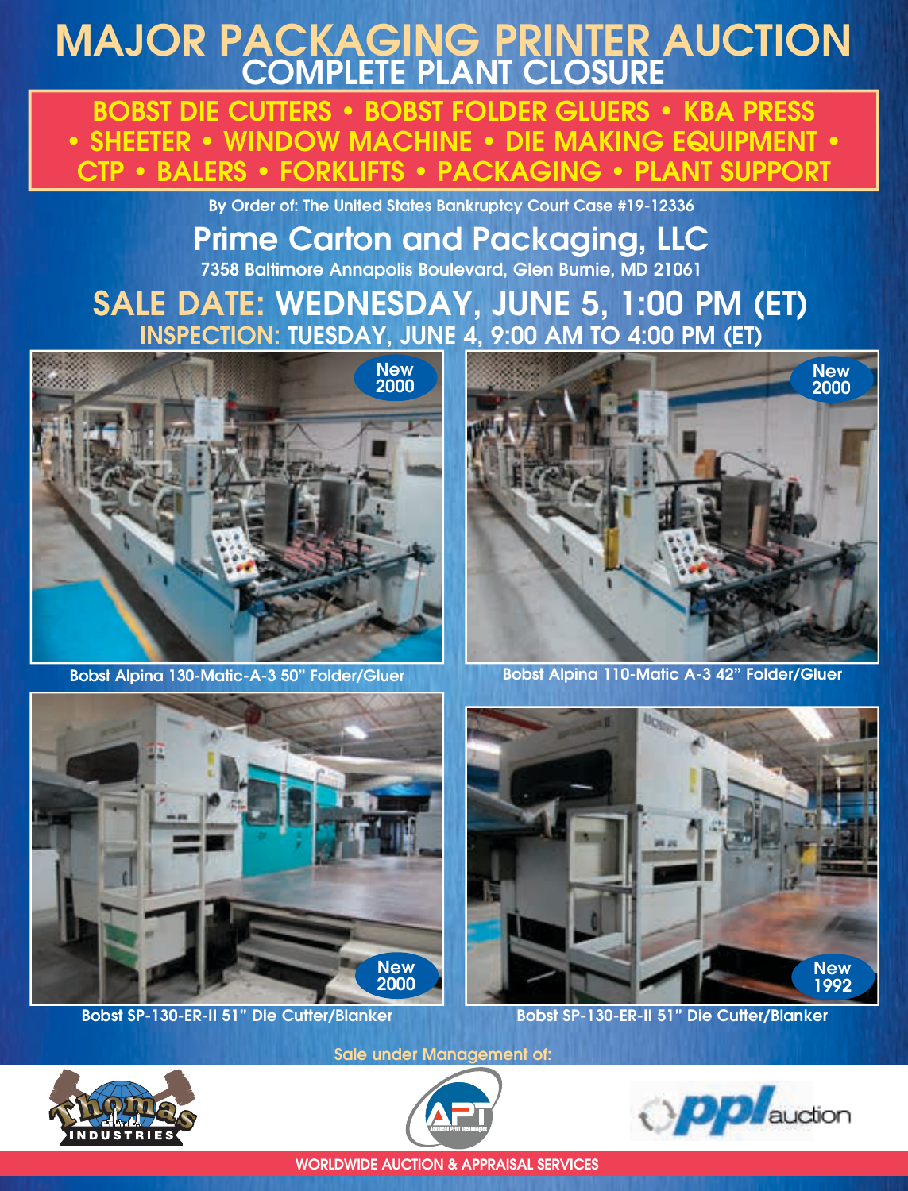# MAJOR PACKAGING PRINTER AUCTION

## COMPLETE PLANT CLOSURE

**BOBST DIE CUTTERS • BOBST FOLDER GLUERS • KBA PRESS • SHEETER • WINDOW MACHINE • DIE MAKING EQUIPMENT • CTP • BALERS • FORKLIFTS • PACKAGING • PLANT SUPPORT**

By Order of: The United States Bankruptcy Court Case #19-12336

## Prime Carton and Packaging, LLC

7358 Baltimore Annapolis Boulevard, Glen Burnie, MD 21061

## SALE DATE: WEDNESDAY, JUNE 5, 1:00 PM (ET)

### INSPECTION: TUESDAY, JUNE 4, 9:00 AM TO 4:00 PM (ET)

New 2000

Bobst Alpina 130-Matic-A-3 50" Folder/Gluer

New 2000

Bobst Alpina 110-Matic A-3 42" Folder/Gluer

New 2000

Bobst SP-130-ER-II 51" Die Cutter/Blanker

New 1992

Bobst SP-130-ER-II 51" Die Cutter/Blanker

Sale under Management of:

Thomas Industries • APT Advanced Print Technologies • ppl auction

WORLDWIDE AUCTION & APPRAISAL SERVICES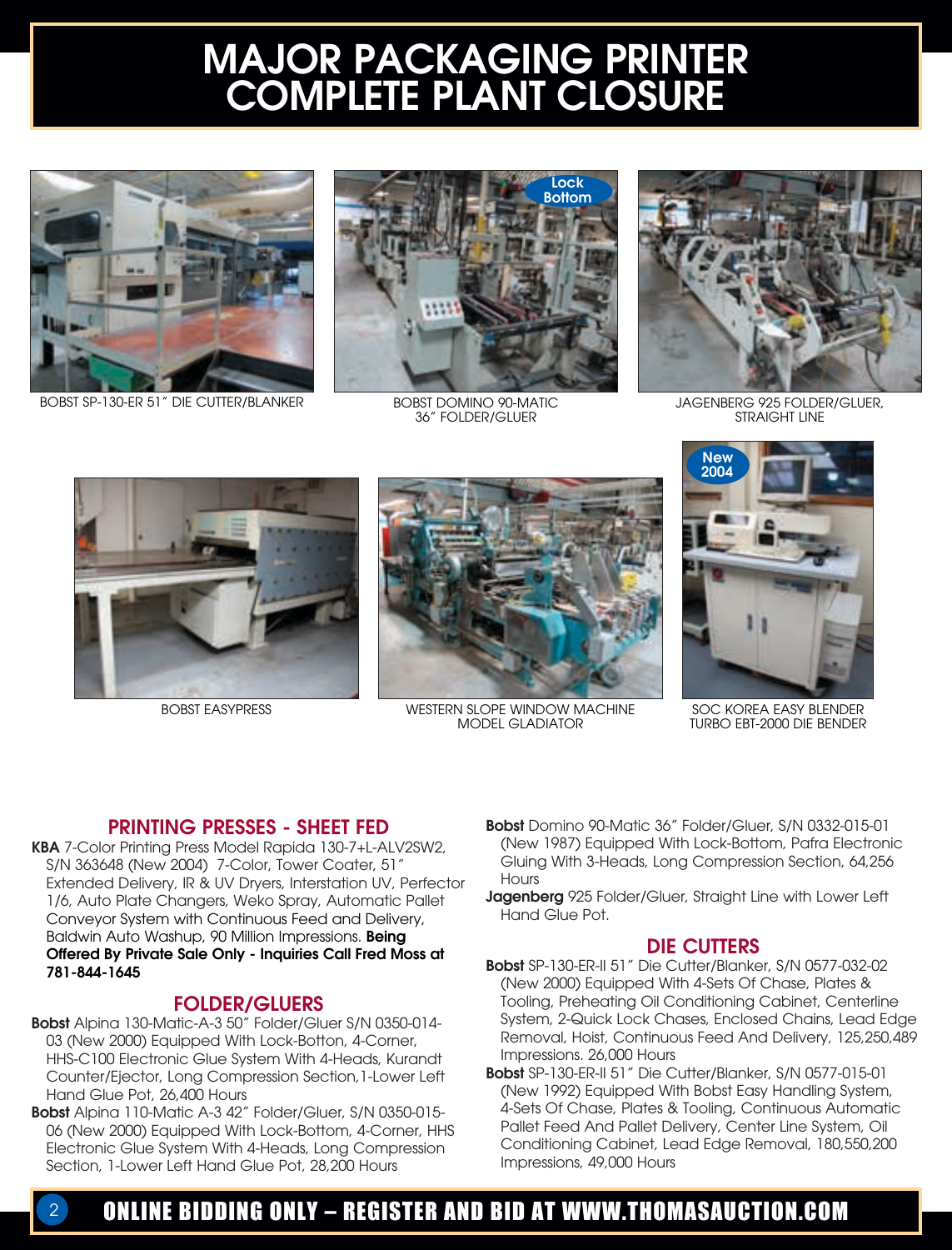# MAJOR PACKAGING PRINTER COMPLETE PLANT CLOSURE

BOBST SP-130-ER 51" DIE CUTTER/BLANKER

Lock Bottom

BOBST DOMINO 90-MATIC 36" FOLDER/GLUER

JAGENBERG 925 FOLDER/GLUER, STRAIGHT LINE

BOBST EASYPRESS

WESTERN SLOPE WINDOW MACHINE MODEL GLADIATOR

New 2004

SOC KOREA EASY BLENDER TURBO EBT-2000 DIE BENDER

## PRINTING PRESSES - SHEET FED

**KBA** 7-Color Printing Press Model Rapida 130-7+L-ALV2SW2, S/N 363648 (New 2004) 7-Color, Tower Coater, 51" Extended Delivery, IR & UV Dryers, Interstation UV, Perfector 1/6, Auto Plate Changers, Weko Spray, Automatic Pallet Conveyor System with Continuous Feed and Delivery, Baldwin Auto Washup, 90 Million Impressions. **Being Offered By Private Sale Only - Inquiries Call Fred Moss at 781-844-1645**

## FOLDER/GLUERS

**Bobst** Alpina 130-Matic-A-3 50" Folder/Gluer S/N 0350-014-03 (New 2000) Equipped With Lock-Botton, 4-Corner, HHS-C100 Electronic Glue System With 4-Heads, Kurandt Counter/Ejector, Long Compression Section,1-Lower Left Hand Glue Pot, 26,400 Hours

**Bobst** Alpina 110-Matic A-3 42" Folder/Gluer, S/N 0350-015-06 (New 2000) Equipped With Lock-Bottom, 4-Corner, HHS Electronic Glue System With 4-Heads, Long Compression Section, 1-Lower Left Hand Glue Pot, 28,200 Hours

**Bobst** Domino 90-Matic 36" Folder/Gluer, S/N 0332-015-01 (New 1987) Equipped With Lock-Bottom, Pafra Electronic Gluing With 3-Heads, Long Compression Section, 64,256 Hours

**Jagenberg** 925 Folder/Gluer, Straight Line with Lower Left Hand Glue Pot.

## DIE CUTTERS

**Bobst** SP-130-ER-II 51" Die Cutter/Blanker, S/N 0577-032-02 (New 2000) Equipped With 4-Sets Of Chase, Plates & Tooling, Preheating Oil Conditioning Cabinet, Centerline System, 2-Quick Lock Chases, Enclosed Chains, Lead Edge Removal, Hoist, Continuous Feed And Delivery, 125,250,489 Impressions. 26,000 Hours

**Bobst** SP-130-ER-II 51" Die Cutter/Blanker, S/N 0577-015-01 (New 1992) Equipped With Bobst Easy Handling System, 4-Sets Of Chase, Plates & Tooling, Continuous Automatic Pallet Feed And Pallet Delivery, Center Line System, Oil Conditioning Cabinet, Lead Edge Removal, 180,550,200 Impressions, 49,000 Hours

**ONLINE BIDDING ONLY – REGISTER AND BID AT WWW.THOMASAUCTION.COM**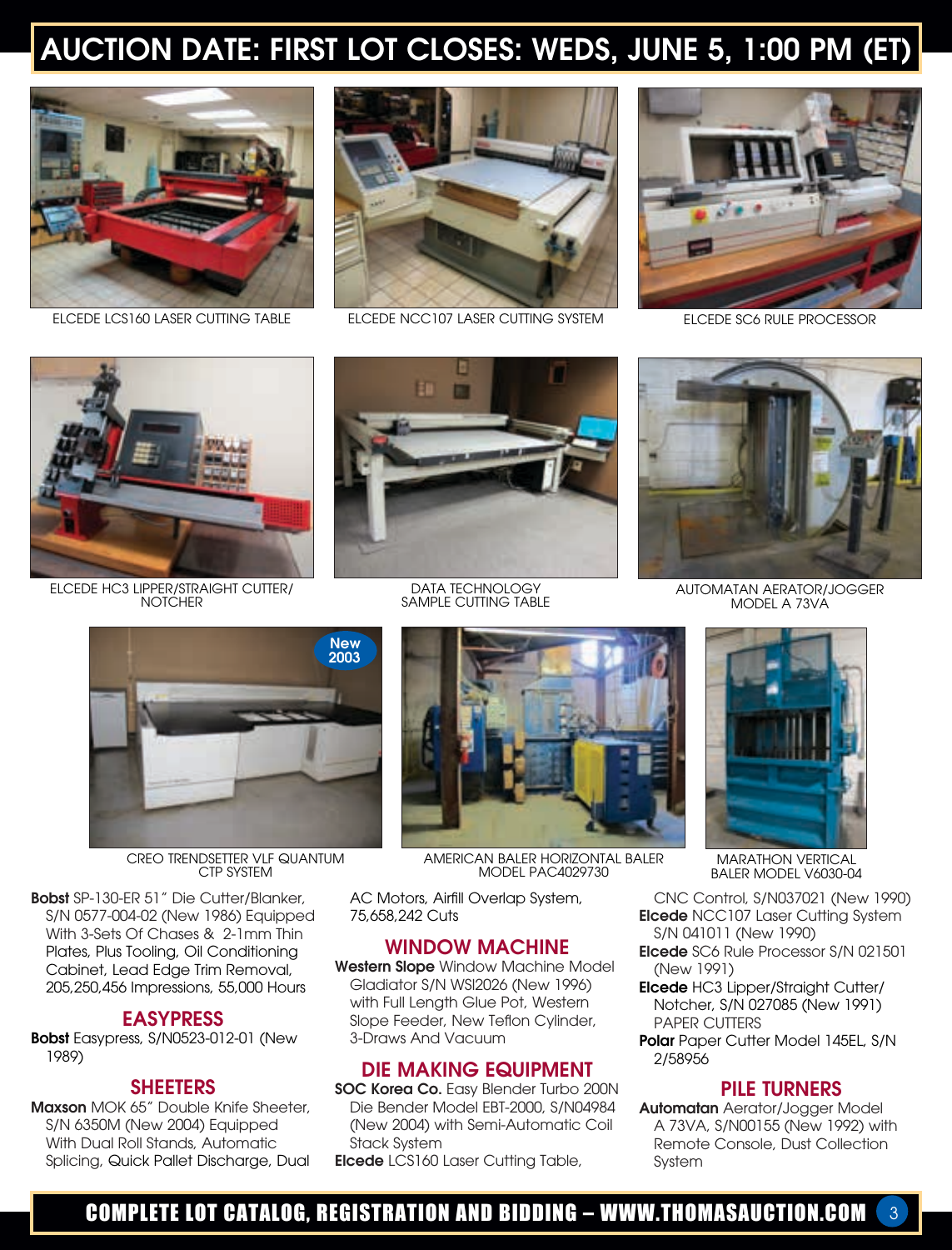# AUCTION DATE: FIRST LOT CLOSES: WEDS, JUNE 5, 1:00 PM (ET)

ELCEDE LCS160 LASER CUTTING TABLE

ELCEDE NCC107 LASER CUTTING SYSTEM

ELCEDE SC6 RULE PROCESSOR

ELCEDE HC3 LIPPER/STRAIGHT CUTTER/ NOTCHER

DATA TECHNOLOGY SAMPLE CUTTING TABLE

AUTOMATAN AERATOR/JOGGER MODEL A 73VA

New 2003

CREO TRENDSETTER VLF QUANTUM CTP SYSTEM

AMERICAN BALER HORIZONTAL BALER MODEL PAC4029730

MARATHON VERTICAL BALER MODEL V6030-04

**Bobst** SP-130-ER 51" Die Cutter/Blanker, S/N 0577-004-02 (New 1986) Equipped With 3-Sets Of Chases & 2-1mm Thin Plates, Plus Tooling, Oil Conditioning Cabinet, Lead Edge Trim Removal, 205,250,456 Impressions, 55,000 Hours

## EASYPRESS

**Bobst** Easypress, S/N0523-012-01 (New 1989)

## SHEETERS

**Maxson** MOK 65" Double Knife Sheeter, S/N 6350M (New 2004) Equipped With Dual Roll Stands, Automatic Splicing, Quick Pallet Discharge, Dual AC Motors, Airfill Overlap System, 75,658,242 Cuts

## WINDOW MACHINE

**Western Slope** Window Machine Model Gladiator S/N WSI2026 (New 1996) with Full Length Glue Pot, Western Slope Feeder, New Teflon Cylinder, 3-Draws And Vacuum

## DIE MAKING EQUIPMENT

**SOC Korea Co.** Easy Blender Turbo 200N Die Bender Model EBT-2000, S/N04984 (New 2004) with Semi-Automatic Coil Stack System

**Elcede** LCS160 Laser Cutting Table, CNC Control, S/N037021 (New 1990)

**Elcede** NCC107 Laser Cutting System S/N 041011 (New 1990)

**Elcede** SC6 Rule Processor S/N 021501 (New 1991)

**Elcede** HC3 Lipper/Straight Cutter/ Notcher, S/N 027085 (New 1991)

PAPER CUTTERS

**Polar** Paper Cutter Model 145EL, S/N 2/58956

## PILE TURNERS

**Automatan** Aerator/Jogger Model A 73VA, S/N00155 (New 1992) with Remote Console, Dust Collection System

COMPLETE LOT CATALOG, REGISTRATION AND BIDDING – WWW.THOMASAUCTION.COM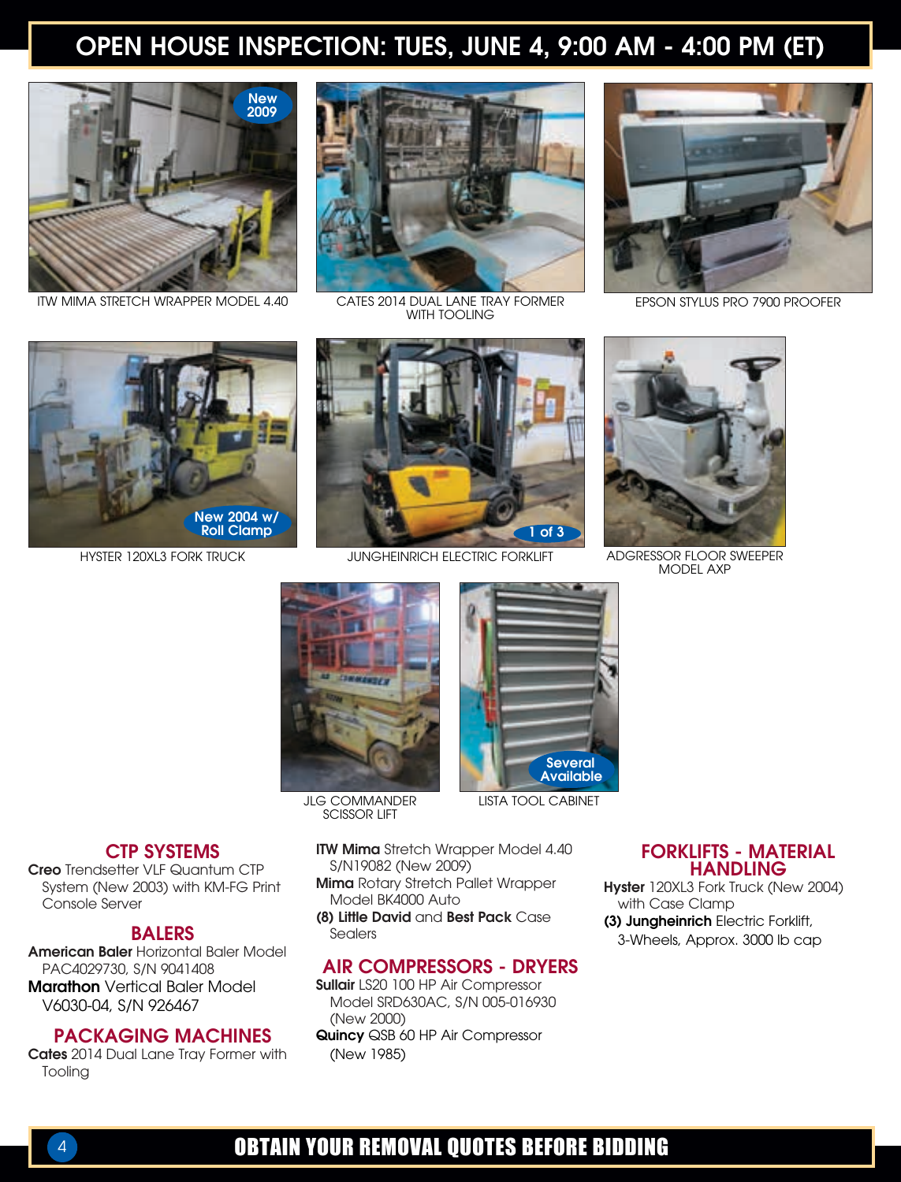# OPEN HOUSE INSPECTION: TUES, JUNE 4, 9:00 AM - 4:00 PM (ET)

New 2009

ITW MIMA STRETCH WRAPPER MODEL 4.40

CATES 2014 DUAL LANE TRAY FORMER WITH TOOLING

EPSON STYLUS PRO 7900 PROOFER

New 2004 w/ Roll Clamp

HYSTER 120XL3 FORK TRUCK

1 of 3

JUNGHEINRICH ELECTRIC FORKLIFT

ADGRESSOR FLOOR SWEEPER MODEL AXP

JLG COMMANDER SCISSOR LIFT

Several Available

LISTA TOOL CABINET

## CTP SYSTEMS

**Creo** Trendsetter VLF Quantum CTP System (New 2003) with KM-FG Print Console Server

## BALERS

**American Baler** Horizontal Baler Model PAC4029730, S/N 9041408

**Marathon** Vertical Baler Model V6030-04, S/N 926467

## PACKAGING MACHINES

**Cates** 2014 Dual Lane Tray Former with Tooling

**ITW Mima** Stretch Wrapper Model 4.40 S/N19082 (New 2009)

**Mima** Rotary Stretch Pallet Wrapper Model BK4000 Auto

**(8) Little David** and **Best Pack** Case Sealers

## AIR COMPRESSORS - DRYERS

**Sullair** LS20 100 HP Air Compressor Model SRD630AC, S/N 005-016930 (New 2000)

**Quincy** QSB 60 HP Air Compressor (New 1985)

## FORKLIFTS - MATERIAL HANDLING

**Hyster** 120XL3 Fork Truck (New 2004) with Case Clamp

**(3) Jungheinrich** Electric Forklift, 3-Wheels, Approx. 3000 lb cap

**OBTAIN YOUR REMOVAL QUOTES BEFORE BIDDING**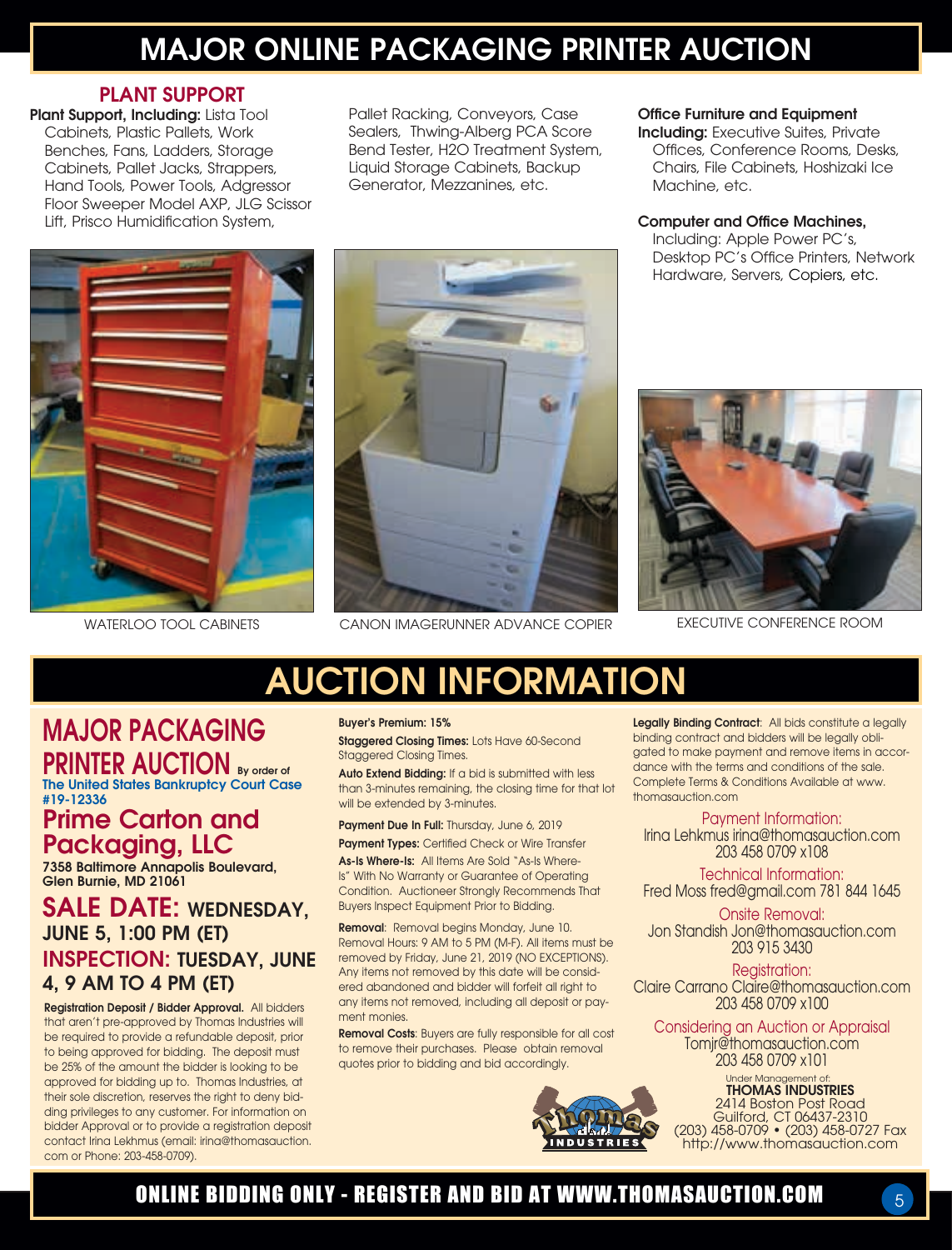# MAJOR ONLINE PACKAGING PRINTER AUCTION

## PLANT SUPPORT

**Plant Support, Including:** Lista Tool Cabinets, Plastic Pallets, Work Benches, Fans, Ladders, Storage Cabinets, Pallet Jacks, Strappers, Hand Tools, Power Tools, Adgressor Floor Sweeper Model AXP, JLG Scissor Lift, Prisco Humidification System, Pallet Racking, Conveyors, Case Sealers, Thwing-Alberg PCA Score Bend Tester, H2O Treatment System, Liquid Storage Cabinets, Backup Generator, Mezzanines, etc.

**Office Furniture and Equipment Including:** Executive Suites, Private Offices, Conference Rooms, Desks, Chairs, File Cabinets, Hoshizaki Ice Machine, etc.

**Computer and Office Machines,** Including: Apple Power PC's, Desktop PC's Office Printers, Network Hardware, Servers, Copiers, etc.

WATERLOO TOOL CABINETS

CANON IMAGERUNNER ADVANCE COPIER

EXECUTIVE CONFERENCE ROOM

# AUCTION INFORMATION

## MAJOR PACKAGING PRINTER AUCTION

By order of **The United States Bankruptcy Court Case #19-12336**

## Prime Carton and Packaging, LLC

**7358 Baltimore Annapolis Boulevard, Glen Burnie, MD 21061**

### SALE DATE: WEDNESDAY, JUNE 5, 1:00 PM (ET)

### INSPECTION: TUESDAY, JUNE 4, 9 AM TO 4 PM (ET)

**Registration Deposit / Bidder Approval.** All bidders that aren't pre-approved by Thomas Industries will be required to provide a refundable deposit, prior to being approved for bidding. The deposit must be 25% of the amount the bidder is looking to be approved for bidding up to. Thomas Industries, at their sole discretion, reserves the right to deny bidding privileges to any customer. For information on bidder Approval or to provide a registration deposit contact Irina Lekhmus (email: irina@thomasauction.com or Phone: 203-458-0709).

**Buyer's Premium: 15%**

**Staggered Closing Times:** Lots Have 60-Second Staggered Closing Times.

**Auto Extend Bidding:** If a bid is submitted with less than 3-minutes remaining, the closing time for that lot will be extended by 3-minutes.

**Payment Due In Full:** Thursday, June 6, 2019

**Payment Types:** Certified Check or Wire Transfer

**As-Is Where-Is:** All Items Are Sold "As-Is Where-Is" With No Warranty or Guarantee of Operating Condition. Auctioneer Strongly Recommends That Buyers Inspect Equipment Prior to Bidding.

**Removal**: Removal begins Monday, June 10. Removal Hours: 9 AM to 5 PM (M-F). All items must be removed by Friday, June 21, 2019 (NO EXCEPTIONS). Any items not removed by this date will be considered abandoned and bidder will forfeit all right to any items not removed, including all deposit or payment monies.

**Removal Costs**: Buyers are fully responsible for all cost to remove their purchases. Please obtain removal quotes prior to bidding and bid accordingly.

**Legally Binding Contract**: All bids constitute a legally binding contract and bidders will be legally obligated to make payment and remove items in accordance with the terms and conditions of the sale. Complete Terms & Conditions Available at www.thomasauction.com

Payment Information:
Irina Lehkmus irina@thomasauction.com
203 458 0709 x108

Technical Information:
Fred Moss fred@gmail.com 781 844 1645

Onsite Removal:
Jon Standish Jon@thomasauction.com
203 915 3430

Registration:
Claire Carrano Claire@thomasauction.com
203 458 0709 x100

Considering an Auction or Appraisal
Tomjr@thomasauction.com
203 458 0709 x101

Under Management of:
**THOMAS INDUSTRIES**
2414 Boston Post Road
Guilford, CT 06437-2310
(203) 458-0709 • (203) 458-0727 Fax
http://www.thomasauction.com

**ONLINE BIDDING ONLY - REGISTER AND BID AT WWW.THOMASAUCTION.COM**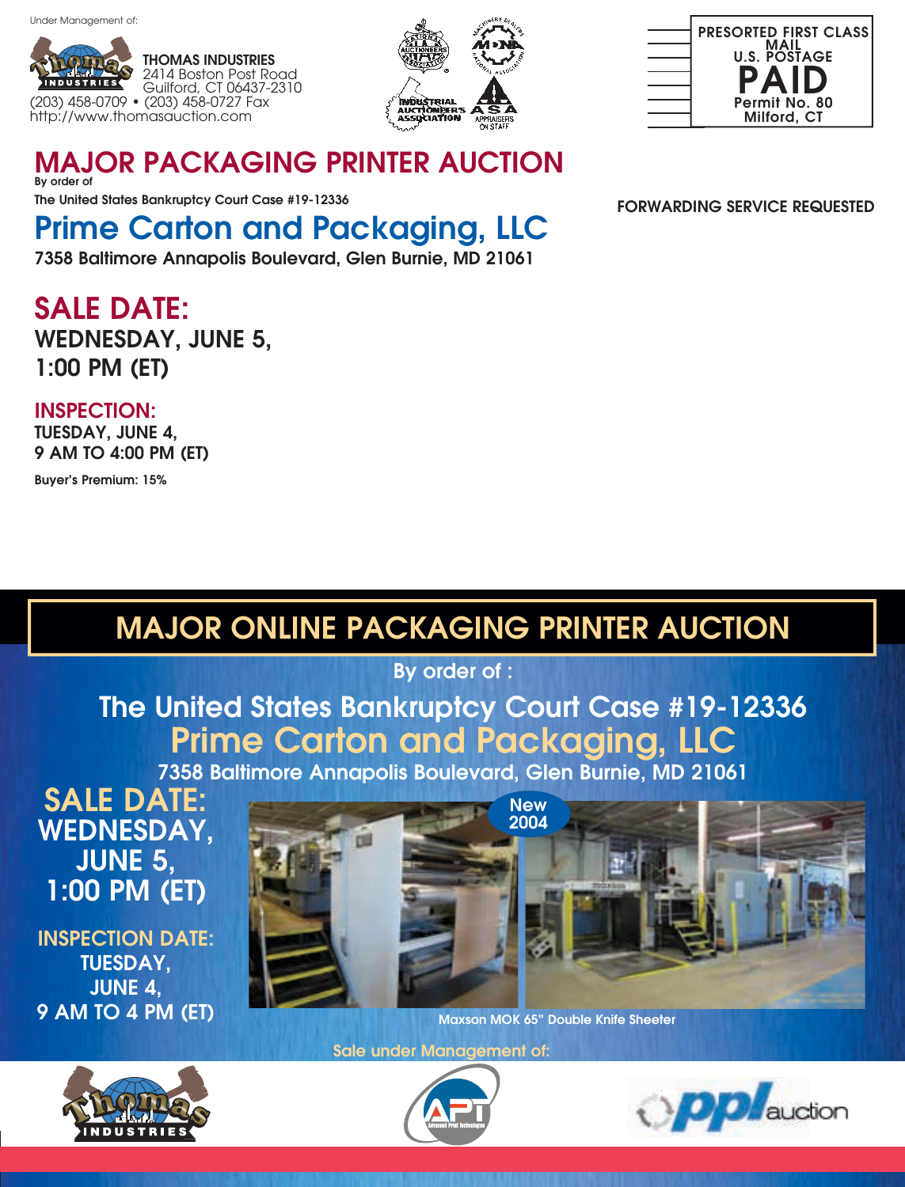Under Management of:

**THOMAS INDUSTRIES**
2414 Boston Post Road
Guilford, CT 06437-2310
(203) 458-0709 • (203) 458-0727 Fax
http://www.thomasauction.com

PRESORTED FIRST CLASS MAIL
U.S. POSTAGE
**PAID**
Permit No. 80
Milford, CT

FORWARDING SERVICE REQUESTED

# MAJOR PACKAGING PRINTER AUCTION

By order of
The United States Bankruptcy Court Case #19-12336

## Prime Carton and Packaging, LLC

**7358 Baltimore Annapolis Boulevard, Glen Burnie, MD 21061**

## SALE DATE:

**WEDNESDAY, JUNE 5, 1:00 PM (ET)**

### INSPECTION:

**TUESDAY, JUNE 4, 9 AM TO 4:00 PM (ET)**

Buyer's Premium: 15%

# MAJOR ONLINE PACKAGING PRINTER AUCTION

By order of :

## The United States Bankruptcy Court Case #19-12336
## Prime Carton and Packaging, LLC

**7358 Baltimore Annapolis Boulevard, Glen Burnie, MD 21061**

## SALE DATE:

**WEDNESDAY, JUNE 5, 1:00 PM (ET)**

### INSPECTION DATE:

**TUESDAY, JUNE 4, 9 AM TO 4 PM (ET)**

New 2004

Maxson MOK 65" Double Knife Sheeter

Sale under Management of: